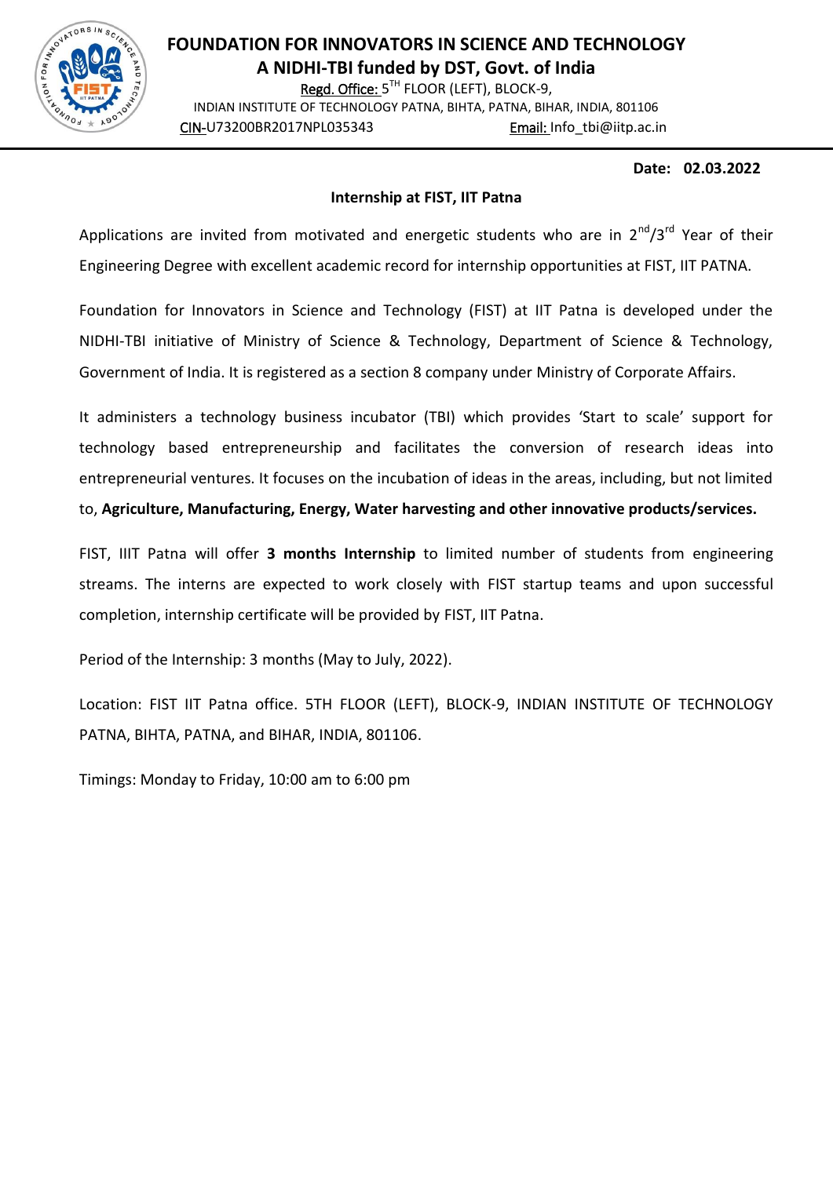# FOUNDATION FOR INNOVATORS IN SCIENCE AND TECHNOLOGY

## A NIDHI-TBI funded by DST, Govt. of India

Regd. Office: 5TH FLOOR (LEFT), BLOCK-9,
INDIAN INSTITUTE OF TECHNOLOGY PATNA, BIHTA, PATNA, BIHAR, INDIA, 801106
CIN-U73200BR2017NPL035343 Email: Info_tbi@iitp.ac.in

**Date: 02.03.2022**

**Internship at FIST, IIT Patna**

Applications are invited from motivated and energetic students who are in 2nd/3rd Year of their Engineering Degree with excellent academic record for internship opportunities at FIST, IIT PATNA.

Foundation for Innovators in Science and Technology (FIST) at IIT Patna is developed under the NIDHI-TBI initiative of Ministry of Science & Technology, Department of Science & Technology, Government of India. It is registered as a section 8 company under Ministry of Corporate Affairs.

It administers a technology business incubator (TBI) which provides 'Start to scale' support for technology based entrepreneurship and facilitates the conversion of research ideas into entrepreneurial ventures. It focuses on the incubation of ideas in the areas, including, but not limited to, **Agriculture, Manufacturing, Energy, Water harvesting and other innovative products/services.**

FIST, IIIT Patna will offer **3 months Internship** to limited number of students from engineering streams. The interns are expected to work closely with FIST startup teams and upon successful completion, internship certificate will be provided by FIST, IIT Patna.

Period of the Internship: 3 months (May to July, 2022).

Location: FIST IIT Patna office. 5TH FLOOR (LEFT), BLOCK-9, INDIAN INSTITUTE OF TECHNOLOGY PATNA, BIHTA, PATNA, and BIHAR, INDIA, 801106.

Timings: Monday to Friday, 10:00 am to 6:00 pm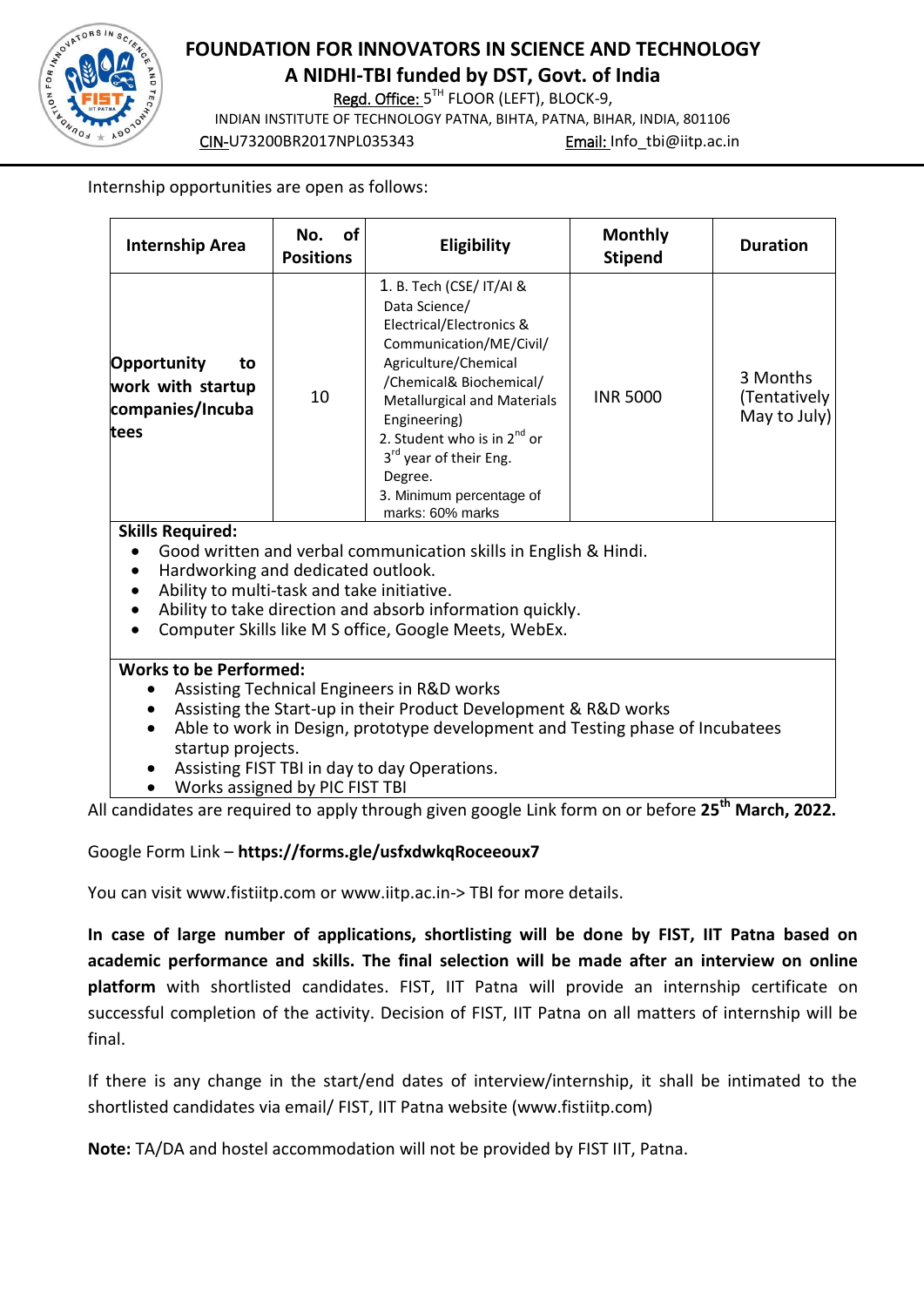# FOUNDATION FOR INNOVATORS IN SCIENCE AND TECHNOLOGY

## A NIDHI-TBI funded by DST, Govt. of India

Regd. Office: 5TH FLOOR (LEFT), BLOCK-9,
INDIAN INSTITUTE OF TECHNOLOGY PATNA, BIHTA, PATNA, BIHAR, INDIA, 801106
CIN-U73200BR2017NPL035343 Email: Info_tbi@iitp.ac.in

Internship opportunities are open as follows:

| Internship Area | No. of Positions | Eligibility | Monthly Stipend | Duration |
|---|---|---|---|---|
| Opportunity to work with startup companies/Incubatees | 10 | 1. B. Tech (CSE/ IT/AI & Data Science/ Electrical/Electronics & Communication/ME/Civil/ Agriculture/Chemical /Chemical& Biochemical/ Metallurgical and Materials Engineering)<br>2. Student who is in 2nd or 3rd year of their Eng. Degree.<br>3. Minimum percentage of marks: 60% marks | INR 5000 | 3 Months (Tentatively May to July) |

**Skills Required:**

- Good written and verbal communication skills in English & Hindi.
- Hardworking and dedicated outlook.
- Ability to multi-task and take initiative.
- Ability to take direction and absorb information quickly.
- Computer Skills like M S office, Google Meets, WebEx.

**Works to be Performed:**

- Assisting Technical Engineers in R&D works
- Assisting the Start-up in their Product Development & R&D works
- Able to work in Design, prototype development and Testing phase of Incubatees startup projects.
- Assisting FIST TBI in day to day Operations.
- Works assigned by PIC FIST TBI

All candidates are required to apply through given google Link form on or before **25th March, 2022.**

Google Form Link – **https://forms.gle/usfxdwkqRoceeoux7**

You can visit www.fistiitp.com or www.iitp.ac.in-> TBI for more details.

**In case of large number of applications, shortlisting will be done by FIST, IIT Patna based on academic performance and skills. The final selection will be made after an interview on online platform** with shortlisted candidates. FIST, IIT Patna will provide an internship certificate on successful completion of the activity. Decision of FIST, IIT Patna on all matters of internship will be final.

If there is any change in the start/end dates of interview/internship, it shall be intimated to the shortlisted candidates via email/ FIST, IIT Patna website (www.fistiitp.com)

**Note:** TA/DA and hostel accommodation will not be provided by FIST IIT, Patna.